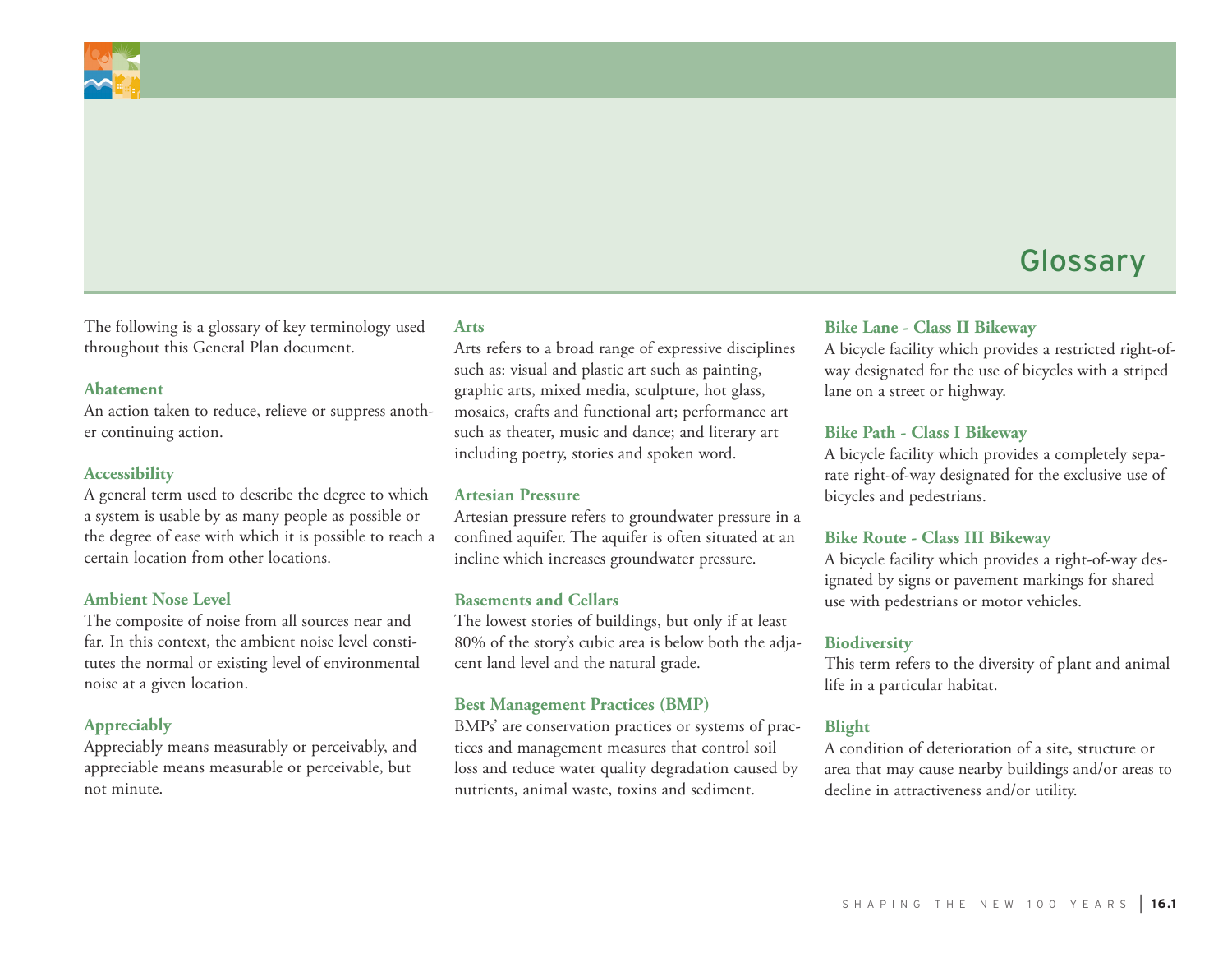# Glossary

The following is a glossary of key terminology used throughout this General Plan document.

### Abatement

An action taken to reduce, relieve or suppress another continuing action.

### Accessibility

A general term used to describe the degree to which a system is usable by as many people as possible or the degree of ease with which it is possible to reach a certain location from other locations.

### Ambient Nose Level

The composite of noise from all sources near and far. In this context, the ambient noise level constitutes the normal or existing level of environmental noise at a given location.

### Appreciably

Appreciably means measurably or perceivably, and appreciable means measurable or perceivable, but not minute.

### Arts

Arts refers to a broad range of expressive disciplines such as: visual and plastic art such as painting, graphic arts, mixed media, sculpture, hot glass, mosaics, crafts and functional art; performance art such as theater, music and dance; and literary art including poetry, stories and spoken word.

### Artesian Pressure

Artesian pressure refers to groundwater pressure in a confined aquifer. The aquifer is often situated at an incline which increases groundwater pressure.

### Basements and Cellars

The lowest stories of buildings, but only if at least 80% of the story's cubic area is below both the adjacent land level and the natural grade.

### Best Management Practices (BMP)

BMPs' are conservation practices or systems of practices and management measures that control soil loss and reduce water quality degradation caused by nutrients, animal waste, toxins and sediment.

### Bike Lane - Class II Bikeway

A bicycle facility which provides a restricted right-of-way designated for the use of bicycles with a striped lane on a street or highway.

### Bike Path - Class I Bikeway

A bicycle facility which provides a completely separate right-of-way designated for the exclusive use of bicycles and pedestrians.

### Bike Route - Class III Bikeway

A bicycle facility which provides a right-of-way designated by signs or pavement markings for shared use with pedestrians or motor vehicles.

### Biodiversity

This term refers to the diversity of plant and animal life in a particular habitat.

### Blight

A condition of deterioration of a site, structure or area that may cause nearby buildings and/or areas to decline in attractiveness and/or utility.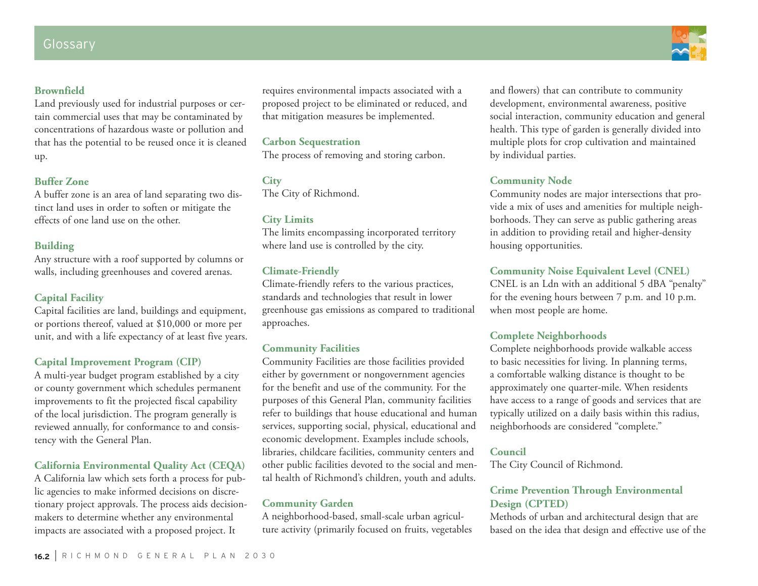### Brownfield

Land previously used for industrial purposes or certain commercial uses that may be contaminated by concentrations of hazardous waste or pollution and that has the potential to be reused once it is cleaned up.

### Buffer Zone

A buffer zone is an area of land separating two distinct land uses in order to soften or mitigate the effects of one land use on the other.

### Building

Any structure with a roof supported by columns or walls, including greenhouses and covered arenas.

### Capital Facility

Capital facilities are land, buildings and equipment, or portions thereof, valued at $10,000 or more per unit, and with a life expectancy of at least five years.

### Capital Improvement Program (CIP)

A multi-year budget program established by a city or county government which schedules permanent improvements to fit the projected fiscal capability of the local jurisdiction. The program generally is reviewed annually, for conformance to and consistency with the General Plan.

### California Environmental Quality Act (CEQA)

A California law which sets forth a process for public agencies to make informed decisions on discretionary project approvals. The process aids decisionmakers to determine whether any environmental impacts are associated with a proposed project. It requires environmental impacts associated with a proposed project to be eliminated or reduced, and that mitigation measures be implemented.

### Carbon Sequestration

The process of removing and storing carbon.

### City

The City of Richmond.

### City Limits

The limits encompassing incorporated territory where land use is controlled by the city.

### Climate-Friendly

Climate-friendly refers to the various practices, standards and technologies that result in lower greenhouse gas emissions as compared to traditional approaches.

### Community Facilities

Community Facilities are those facilities provided either by government or nongovernment agencies for the benefit and use of the community. For the purposes of this General Plan, community facilities refer to buildings that house educational and human services, supporting social, physical, educational and economic development. Examples include schools, libraries, childcare facilities, community centers and other public facilities devoted to the social and mental health of Richmond's children, youth and adults.

### Community Garden

A neighborhood-based, small-scale urban agriculture activity (primarily focused on fruits, vegetables and flowers) that can contribute to community development, environmental awareness, positive social interaction, community education and general health. This type of garden is generally divided into multiple plots for crop cultivation and maintained by individual parties.

### Community Node

Community nodes are major intersections that provide a mix of uses and amenities for multiple neighborhoods. They can serve as public gathering areas in addition to providing retail and higher-density housing opportunities.

### Community Noise Equivalent Level (CNEL)

CNEL is an Ldn with an additional 5 dBA "penalty" for the evening hours between 7 p.m. and 10 p.m. when most people are home.

### Complete Neighborhoods

Complete neighborhoods provide walkable access to basic necessities for living. In planning terms, a comfortable walking distance is thought to be approximately one quarter-mile. When residents have access to a range of goods and services that are typically utilized on a daily basis within this radius, neighborhoods are considered "complete."

### Council

The City Council of Richmond.

### Crime Prevention Through Environmental Design (CPTED)

Methods of urban and architectural design that are based on the idea that design and effective use of the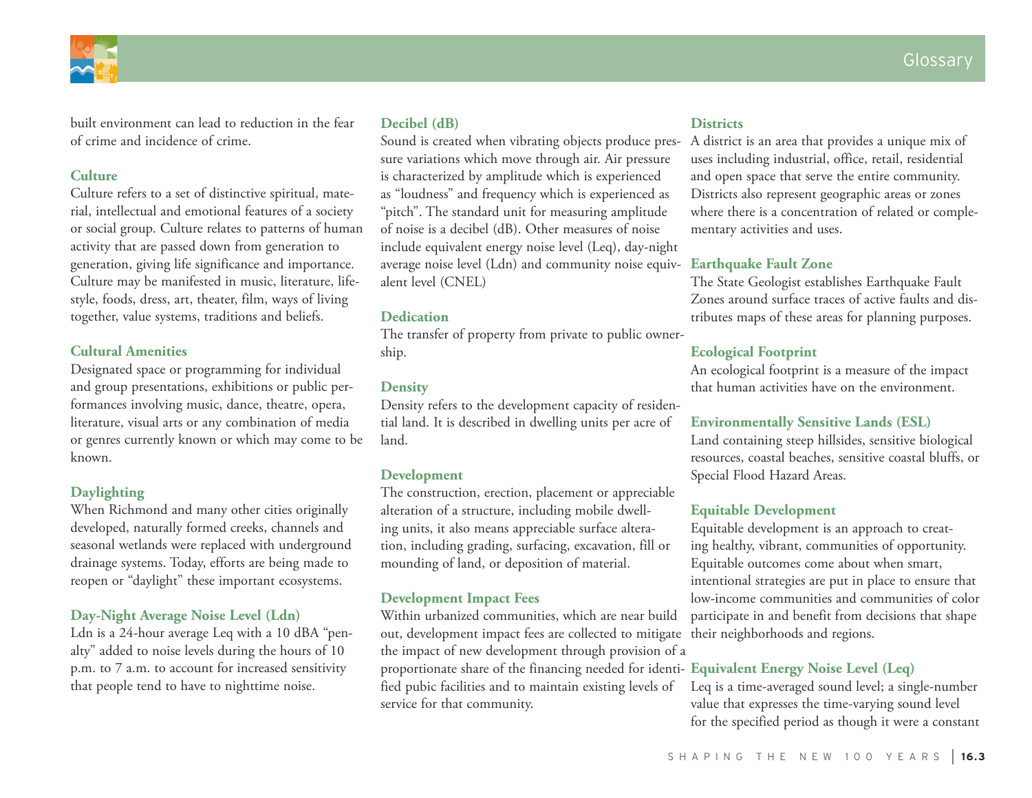built environment can lead to reduction in the fear of crime and incidence of crime.

### Culture

Culture refers to a set of distinctive spiritual, material, intellectual and emotional features of a society or social group. Culture relates to patterns of human activity that are passed down from generation to generation, giving life significance and importance. Culture may be manifested in music, literature, lifestyle, foods, dress, art, theater, film, ways of living together, value systems, traditions and beliefs.

### Cultural Amenities

Designated space or programming for individual and group presentations, exhibitions or public performances involving music, dance, theatre, opera, literature, visual arts or any combination of media or genres currently known or which may come to be known.

### Daylighting

When Richmond and many other cities originally developed, naturally formed creeks, channels and seasonal wetlands were replaced with underground drainage systems. Today, efforts are being made to reopen or "daylight" these important ecosystems.

### Day-Night Average Noise Level (Ldn)

Ldn is a 24-hour average Leq with a 10 dBA "penalty" added to noise levels during the hours of 10 p.m. to 7 a.m. to account for increased sensitivity that people tend to have to nighttime noise.

### Decibel (dB)

Sound is created when vibrating objects produce pressure variations which move through air. Air pressure is characterized by amplitude which is experienced as "loudness" and frequency which is experienced as "pitch". The standard unit for measuring amplitude of noise is a decibel (dB). Other measures of noise include equivalent energy noise level (Leq), day-night average noise level (Ldn) and community noise equivalent level (CNEL)

### Dedication

The transfer of property from private to public ownership.

### Density

Density refers to the development capacity of residential land. It is described in dwelling units per acre of land.

### Development

The construction, erection, placement or appreciable alteration of a structure, including mobile dwelling units, it also means appreciable surface alteration, including grading, surfacing, excavation, fill or mounding of land, or deposition of material.

### Development Impact Fees

Within urbanized communities, which are near build out, development impact fees are collected to mitigate the impact of new development through provision of a proportionate share of the financing needed for identified pubic facilities and to maintain existing levels of service for that community.

### Districts

A district is an area that provides a unique mix of uses including industrial, office, retail, residential and open space that serve the entire community. Districts also represent geographic areas or zones where there is a concentration of related or complementary activities and uses.

### Earthquake Fault Zone

The State Geologist establishes Earthquake Fault Zones around surface traces of active faults and distributes maps of these areas for planning purposes.

### Ecological Footprint

An ecological footprint is a measure of the impact that human activities have on the environment.

### Environmentally Sensitive Lands (ESL)

Land containing steep hillsides, sensitive biological resources, coastal beaches, sensitive coastal bluffs, or Special Flood Hazard Areas.

### Equitable Development

Equitable development is an approach to creating healthy, vibrant, communities of opportunity. Equitable outcomes come about when smart, intentional strategies are put in place to ensure that low-income communities and communities of color participate in and benefit from decisions that shape their neighborhoods and regions.

### Equivalent Energy Noise Level (Leq)

Leq is a time-averaged sound level; a single-number value that expresses the time-varying sound level for the specified period as though it were a constant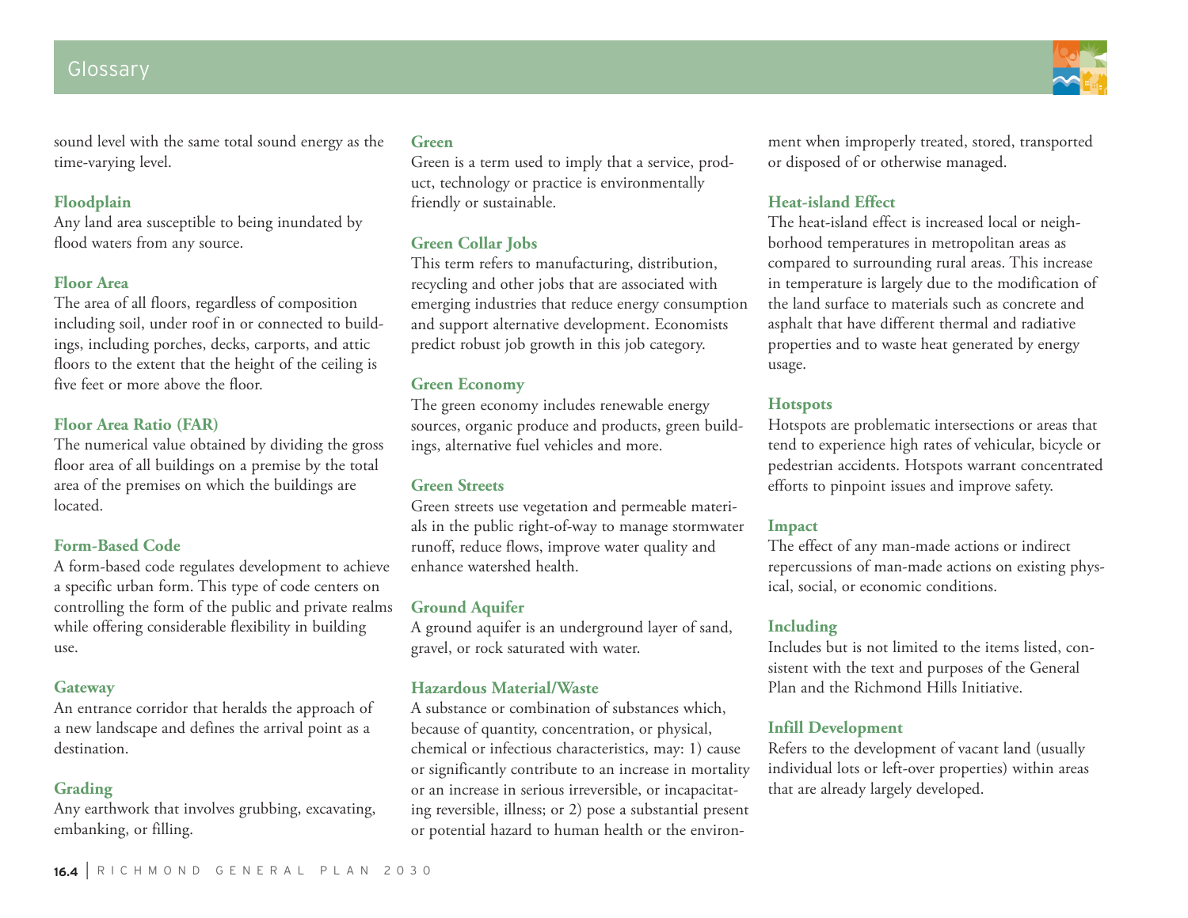sound level with the same total sound energy as the time-varying level.

### Floodplain

Any land area susceptible to being inundated by flood waters from any source.

### Floor Area

The area of all floors, regardless of composition including soil, under roof in or connected to buildings, including porches, decks, carports, and attic floors to the extent that the height of the ceiling is five feet or more above the floor.

### Floor Area Ratio (FAR)

The numerical value obtained by dividing the gross floor area of all buildings on a premise by the total area of the premises on which the buildings are located.

### Form-Based Code

A form-based code regulates development to achieve a specific urban form. This type of code centers on controlling the form of the public and private realms while offering considerable flexibility in building use.

### Gateway

An entrance corridor that heralds the approach of a new landscape and defines the arrival point as a destination.

### Grading

Any earthwork that involves grubbing, excavating, embanking, or filling.

### Green

Green is a term used to imply that a service, product, technology or practice is environmentally friendly or sustainable.

### Green Collar Jobs

This term refers to manufacturing, distribution, recycling and other jobs that are associated with emerging industries that reduce energy consumption and support alternative development. Economists predict robust job growth in this job category.

### Green Economy

The green economy includes renewable energy sources, organic produce and products, green buildings, alternative fuel vehicles and more.

### Green Streets

Green streets use vegetation and permeable materials in the public right-of-way to manage stormwater runoff, reduce flows, improve water quality and enhance watershed health.

### Ground Aquifer

A ground aquifer is an underground layer of sand, gravel, or rock saturated with water.

### Hazardous Material/Waste

A substance or combination of substances which, because of quantity, concentration, or physical, chemical or infectious characteristics, may: 1) cause or significantly contribute to an increase in mortality or an increase in serious irreversible, or incapacitating reversible, illness; or 2) pose a substantial present or potential hazard to human health or the environment when improperly treated, stored, transported or disposed of or otherwise managed.

### Heat-island Effect

The heat-island effect is increased local or neighborhood temperatures in metropolitan areas as compared to surrounding rural areas. This increase in temperature is largely due to the modification of the land surface to materials such as concrete and asphalt that have different thermal and radiative properties and to waste heat generated by energy usage.

### Hotspots

Hotspots are problematic intersections or areas that tend to experience high rates of vehicular, bicycle or pedestrian accidents. Hotspots warrant concentrated efforts to pinpoint issues and improve safety.

### Impact

The effect of any man-made actions or indirect repercussions of man-made actions on existing physical, social, or economic conditions.

### Including

Includes but is not limited to the items listed, consistent with the text and purposes of the General Plan and the Richmond Hills Initiative.

### Infill Development

Refers to the development of vacant land (usually individual lots or left-over properties) within areas that are already largely developed.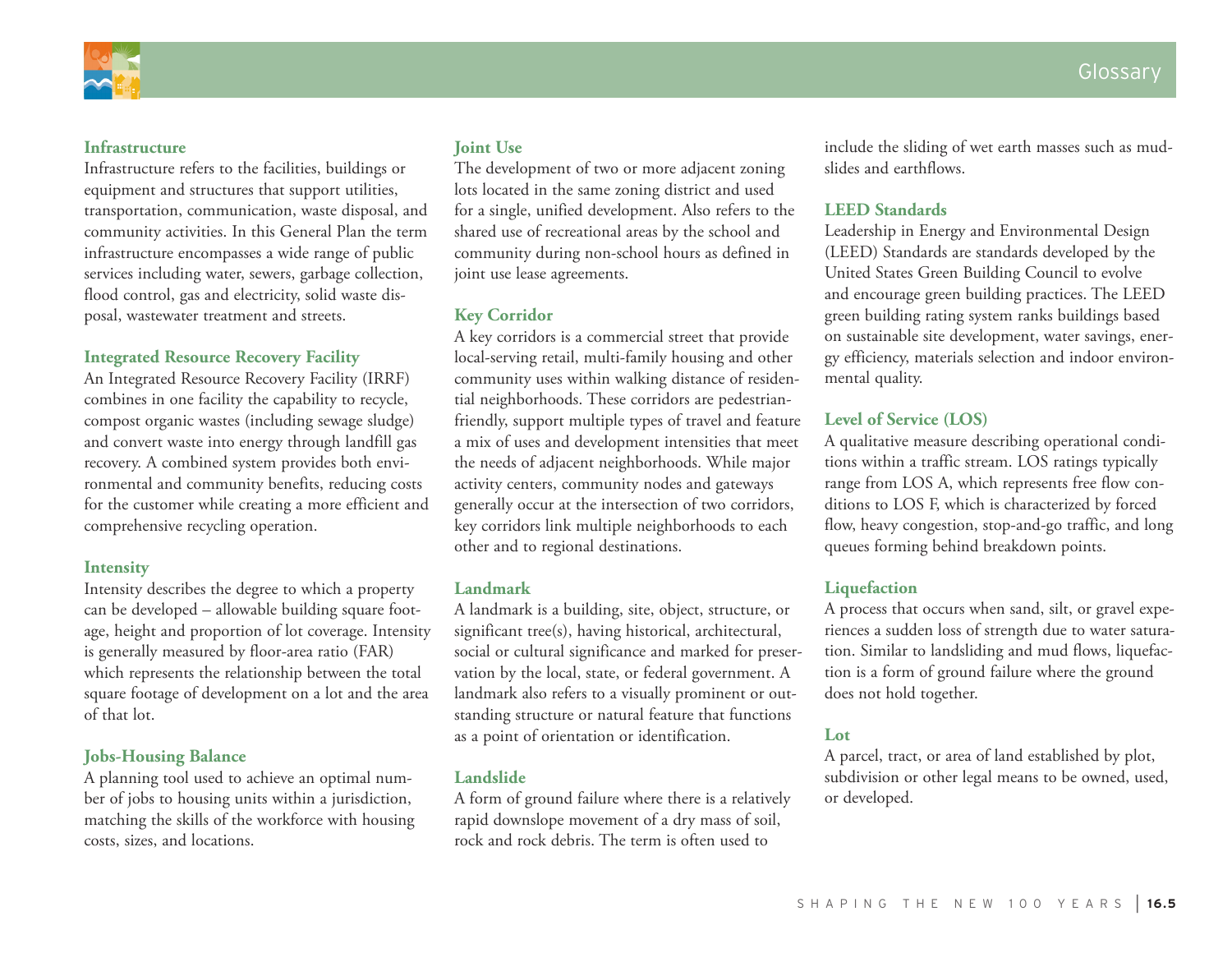### Infrastructure

Infrastructure refers to the facilities, buildings or equipment and structures that support utilities, transportation, communication, waste disposal, and community activities. In this General Plan the term infrastructure encompasses a wide range of public services including water, sewers, garbage collection, flood control, gas and electricity, solid waste disposal, wastewater treatment and streets.

### Integrated Resource Recovery Facility

An Integrated Resource Recovery Facility (IRRF) combines in one facility the capability to recycle, compost organic wastes (including sewage sludge) and convert waste into energy through landfill gas recovery. A combined system provides both environmental and community benefits, reducing costs for the customer while creating a more efficient and comprehensive recycling operation.

### Intensity

Intensity describes the degree to which a property can be developed – allowable building square footage, height and proportion of lot coverage. Intensity is generally measured by floor-area ratio (FAR) which represents the relationship between the total square footage of development on a lot and the area of that lot.

### Jobs-Housing Balance

A planning tool used to achieve an optimal number of jobs to housing units within a jurisdiction, matching the skills of the workforce with housing costs, sizes, and locations.

### Joint Use

The development of two or more adjacent zoning lots located in the same zoning district and used for a single, unified development. Also refers to the shared use of recreational areas by the school and community during non-school hours as defined in joint use lease agreements.

### Key Corridor

A key corridors is a commercial street that provide local-serving retail, multi-family housing and other community uses within walking distance of residential neighborhoods. These corridors are pedestrian-friendly, support multiple types of travel and feature a mix of uses and development intensities that meet the needs of adjacent neighborhoods. While major activity centers, community nodes and gateways generally occur at the intersection of two corridors, key corridors link multiple neighborhoods to each other and to regional destinations.

### Landmark

A landmark is a building, site, object, structure, or significant tree(s), having historical, architectural, social or cultural significance and marked for preservation by the local, state, or federal government. A landmark also refers to a visually prominent or outstanding structure or natural feature that functions as a point of orientation or identification.

### Landslide

A form of ground failure where there is a relatively rapid downslope movement of a dry mass of soil, rock and rock debris. The term is often used to include the sliding of wet earth masses such as mudslides and earthflows.

### LEED Standards

Leadership in Energy and Environmental Design (LEED) Standards are standards developed by the United States Green Building Council to evolve and encourage green building practices. The LEED green building rating system ranks buildings based on sustainable site development, water savings, energy efficiency, materials selection and indoor environmental quality.

### Level of Service (LOS)

A qualitative measure describing operational conditions within a traffic stream. LOS ratings typically range from LOS A, which represents free flow conditions to LOS F, which is characterized by forced flow, heavy congestion, stop-and-go traffic, and long queues forming behind breakdown points.

### Liquefaction

A process that occurs when sand, silt, or gravel experiences a sudden loss of strength due to water saturation. Similar to landsliding and mud flows, liquefaction is a form of ground failure where the ground does not hold together.

### Lot

A parcel, tract, or area of land established by plot, subdivision or other legal means to be owned, used, or developed.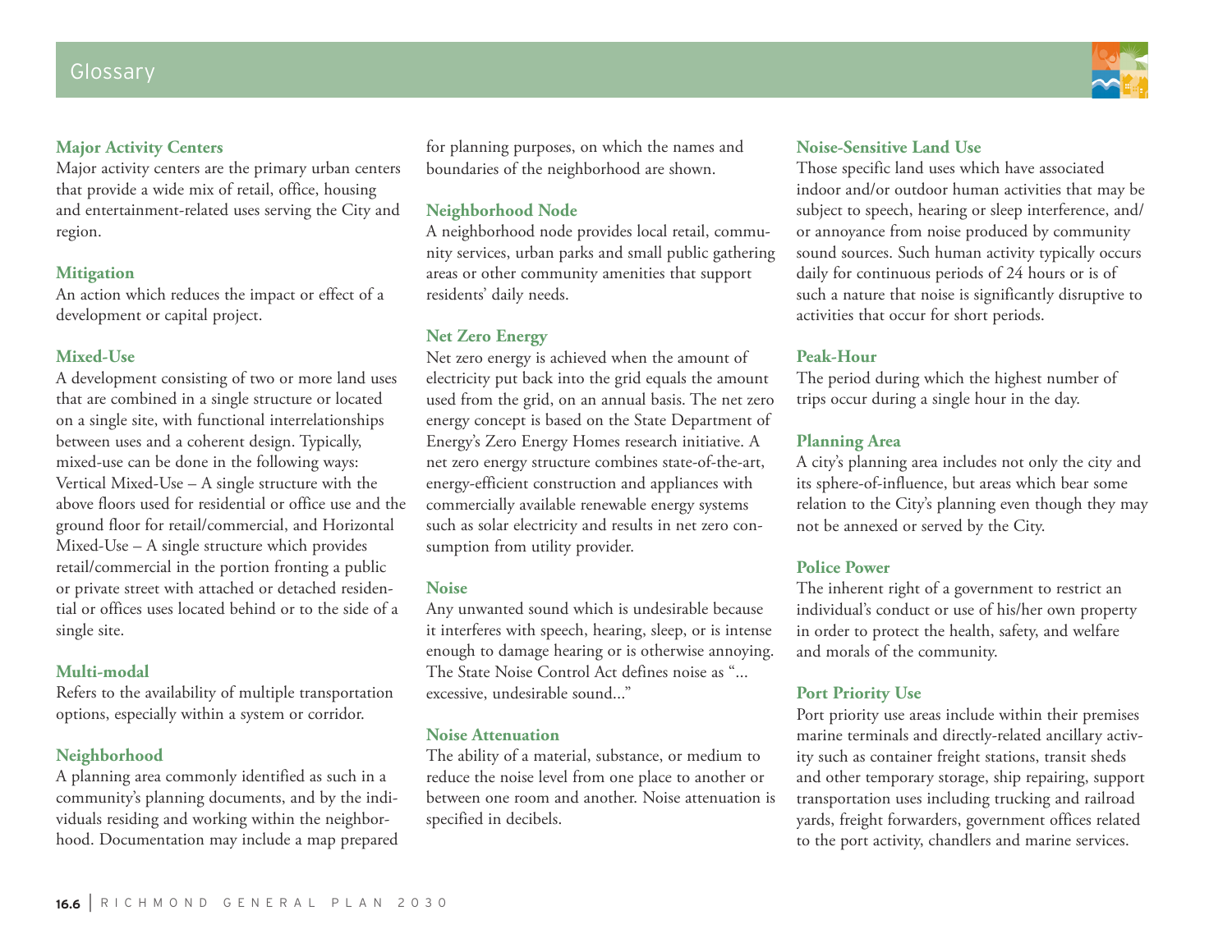## Glossary

### Major Activity Centers

Major activity centers are the primary urban centers that provide a wide mix of retail, office, housing and entertainment-related uses serving the City and region.

### Mitigation

An action which reduces the impact or effect of a development or capital project.

### Mixed-Use

A development consisting of two or more land uses that are combined in a single structure or located on a single site, with functional interrelationships between uses and a coherent design. Typically, mixed-use can be done in the following ways: Vertical Mixed-Use – A single structure with the above floors used for residential or office use and the ground floor for retail/commercial, and Horizontal Mixed-Use – A single structure which provides retail/commercial in the portion fronting a public or private street with attached or detached residential or offices uses located behind or to the side of a single site.

### Multi-modal

Refers to the availability of multiple transportation options, especially within a system or corridor.

### Neighborhood

A planning area commonly identified as such in a community's planning documents, and by the individuals residing and working within the neighborhood. Documentation may include a map prepared for planning purposes, on which the names and boundaries of the neighborhood are shown.

### Neighborhood Node

A neighborhood node provides local retail, community services, urban parks and small public gathering areas or other community amenities that support residents' daily needs.

### Net Zero Energy

Net zero energy is achieved when the amount of electricity put back into the grid equals the amount used from the grid, on an annual basis. The net zero energy concept is based on the State Department of Energy's Zero Energy Homes research initiative. A net zero energy structure combines state-of-the-art, energy-efficient construction and appliances with commercially available renewable energy systems such as solar electricity and results in net zero consumption from utility provider.

### Noise

Any unwanted sound which is undesirable because it interferes with speech, hearing, sleep, or is intense enough to damage hearing or is otherwise annoying. The State Noise Control Act defines noise as "... excessive, undesirable sound..."

### Noise Attenuation

The ability of a material, substance, or medium to reduce the noise level from one place to another or between one room and another. Noise attenuation is specified in decibels.

### Noise-Sensitive Land Use

Those specific land uses which have associated indoor and/or outdoor human activities that may be subject to speech, hearing or sleep interference, and/or annoyance from noise produced by community sound sources. Such human activity typically occurs daily for continuous periods of 24 hours or is of such a nature that noise is significantly disruptive to activities that occur for short periods.

### Peak-Hour

The period during which the highest number of trips occur during a single hour in the day.

### Planning Area

A city's planning area includes not only the city and its sphere-of-influence, but areas which bear some relation to the City's planning even though they may not be annexed or served by the City.

### Police Power

The inherent right of a government to restrict an individual's conduct or use of his/her own property in order to protect the health, safety, and welfare and morals of the community.

### Port Priority Use

Port priority use areas include within their premises marine terminals and directly-related ancillary activity such as container freight stations, transit sheds and other temporary storage, ship repairing, support transportation uses including trucking and railroad yards, freight forwarders, government offices related to the port activity, chandlers and marine services.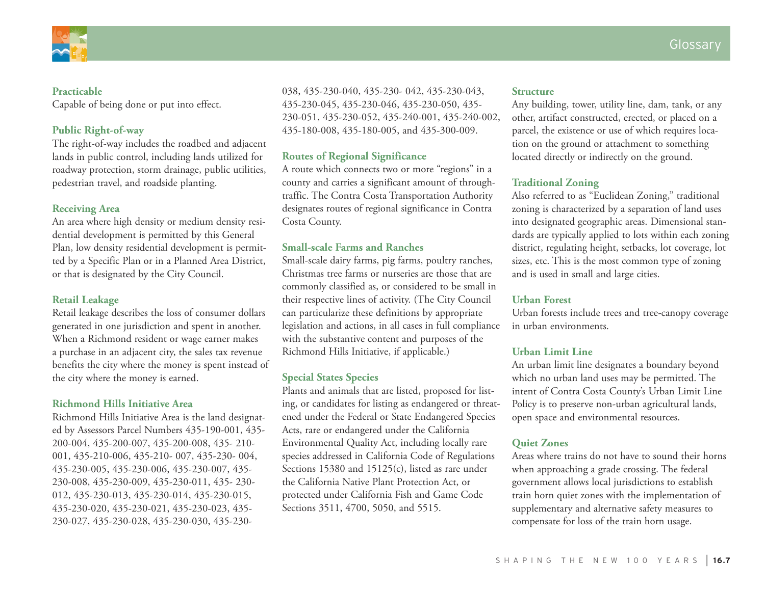**Practicable**

Capable of being done or put into effect.

**Public Right-of-way**

The right-of-way includes the roadbed and adjacent lands in public control, including lands utilized for roadway protection, storm drainage, public utilities, pedestrian travel, and roadside planting.

**Receiving Area**

An area where high density or medium density residential development is permitted by this General Plan, low density residential development is permitted by a Specific Plan or in a Planned Area District, or that is designated by the City Council.

**Retail Leakage**

Retail leakage describes the loss of consumer dollars generated in one jurisdiction and spent in another. When a Richmond resident or wage earner makes a purchase in an adjacent city, the sales tax revenue benefits the city where the money is spent instead of the city where the money is earned.

**Richmond Hills Initiative Area**

Richmond Hills Initiative Area is the land designated by Assessors Parcel Numbers 435-190-001, 435-200-004, 435-200-007, 435-200-008, 435- 210-001, 435-210-006, 435-210- 007, 435-230- 004, 435-230-005, 435-230-006, 435-230-007, 435-230-008, 435-230-009, 435-230-011, 435- 230-012, 435-230-013, 435-230-014, 435-230-015, 435-230-020, 435-230-021, 435-230-023, 435-230-027, 435-230-028, 435-230-030, 435-230-038, 435-230-040, 435-230- 042, 435-230-043, 435-230-045, 435-230-046, 435-230-050, 435-230-051, 435-230-052, 435-240-001, 435-240-002, 435-180-008, 435-180-005, and 435-300-009.

**Routes of Regional Significance**

A route which connects two or more "regions" in a county and carries a significant amount of through-traffic. The Contra Costa Transportation Authority designates routes of regional significance in Contra Costa County.

**Small-scale Farms and Ranches**

Small-scale dairy farms, pig farms, poultry ranches, Christmas tree farms or nurseries are those that are commonly classified as, or considered to be small in their respective lines of activity. (The City Council can particularize these definitions by appropriate legislation and actions, in all cases in full compliance with the substantive content and purposes of the Richmond Hills Initiative, if applicable.)

**Special States Species**

Plants and animals that are listed, proposed for listing, or candidates for listing as endangered or threatened under the Federal or State Endangered Species Acts, rare or endangered under the California Environmental Quality Act, including locally rare species addressed in California Code of Regulations Sections 15380 and 15125(c), listed as rare under the California Native Plant Protection Act, or protected under California Fish and Game Code Sections 3511, 4700, 5050, and 5515.

**Structure**

Any building, tower, utility line, dam, tank, or any other, artifact constructed, erected, or placed on a parcel, the existence or use of which requires location on the ground or attachment to something located directly or indirectly on the ground.

**Traditional Zoning**

Also referred to as "Euclidean Zoning," traditional zoning is characterized by a separation of land uses into designated geographic areas. Dimensional standards are typically applied to lots within each zoning district, regulating height, setbacks, lot coverage, lot sizes, etc. This is the most common type of zoning and is used in small and large cities.

**Urban Forest**

Urban forests include trees and tree-canopy coverage in urban environments.

**Urban Limit Line**

An urban limit line designates a boundary beyond which no urban land uses may be permitted. The intent of Contra Costa County's Urban Limit Line Policy is to preserve non-urban agricultural lands, open space and environmental resources.

**Quiet Zones**

Areas where trains do not have to sound their horns when approaching a grade crossing. The federal government allows local jurisdictions to establish train horn quiet zones with the implementation of supplementary and alternative safety measures to compensate for loss of the train horn usage.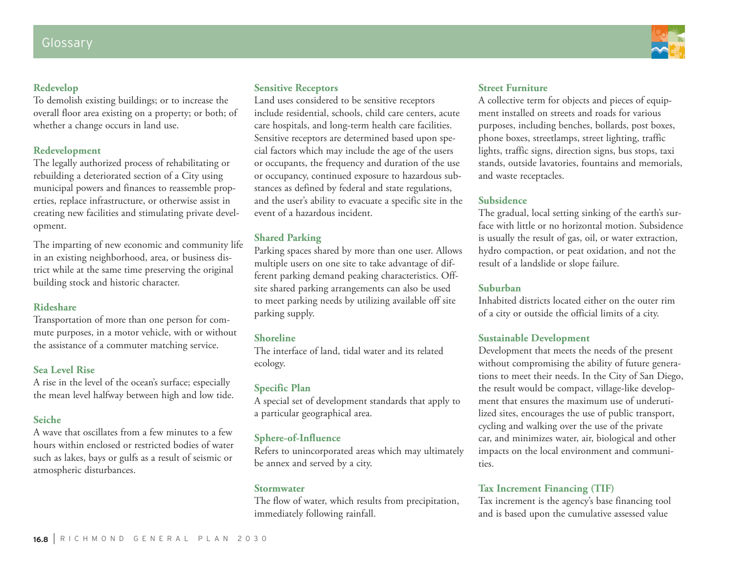# Glossary

### Redevelop
To demolish existing buildings; or to increase the overall floor area existing on a property; or both; of whether a change occurs in land use.

### Redevelopment
The legally authorized process of rehabilitating or rebuilding a deteriorated section of a City using municipal powers and finances to reassemble properties, replace infrastructure, or otherwise assist in creating new facilities and stimulating private development.

The imparting of new economic and community life in an existing neighborhood, area, or business district while at the same time preserving the original building stock and historic character.

### Rideshare
Transportation of more than one person for commute purposes, in a motor vehicle, with or without the assistance of a commuter matching service.

### Sea Level Rise
A rise in the level of the ocean's surface; especially the mean level halfway between high and low tide.

### Seiche
A wave that oscillates from a few minutes to a few hours within enclosed or restricted bodies of water such as lakes, bays or gulfs as a result of seismic or atmospheric disturbances.

### Sensitive Receptors
Land uses considered to be sensitive receptors include residential, schools, child care centers, acute care hospitals, and long-term health care facilities. Sensitive receptors are determined based upon special factors which may include the age of the users or occupants, the frequency and duration of the use or occupancy, continued exposure to hazardous substances as defined by federal and state regulations, and the user's ability to evacuate a specific site in the event of a hazardous incident.

### Shared Parking
Parking spaces shared by more than one user. Allows multiple users on one site to take advantage of different parking demand peaking characteristics. Off-site shared parking arrangements can also be used to meet parking needs by utilizing available off site parking supply.

### Shoreline
The interface of land, tidal water and its related ecology.

### Specific Plan
A special set of development standards that apply to a particular geographical area.

### Sphere-of-Influence
Refers to unincorporated areas which may ultimately be annex and served by a city.

### Stormwater
The flow of water, which results from precipitation, immediately following rainfall.

### Street Furniture
A collective term for objects and pieces of equipment installed on streets and roads for various purposes, including benches, bollards, post boxes, phone boxes, streetlamps, street lighting, traffic lights, traffic signs, direction signs, bus stops, taxi stands, outside lavatories, fountains and memorials, and waste receptacles.

### Subsidence
The gradual, local setting sinking of the earth's surface with little or no horizontal motion. Subsidence is usually the result of gas, oil, or water extraction, hydro compaction, or peat oxidation, and not the result of a landslide or slope failure.

### Suburban
Inhabited districts located either on the outer rim of a city or outside the official limits of a city.

### Sustainable Development
Development that meets the needs of the present without compromising the ability of future generations to meet their needs. In the City of San Diego, the result would be compact, village-like development that ensures the maximum use of underutilized sites, encourages the use of public transport, cycling and walking over the use of the private car, and minimizes water, air, biological and other impacts on the local environment and communities.

### Tax Increment Financing (TIF)
Tax increment is the agency's base financing tool and is based upon the cumulative assessed value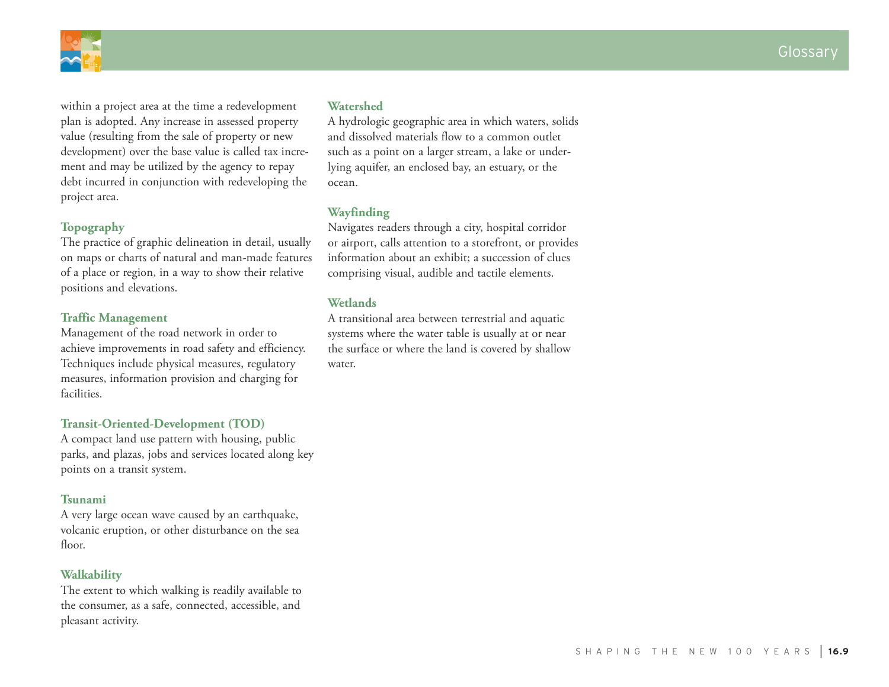within a project area at the time a redevelopment plan is adopted. Any increase in assessed property value (resulting from the sale of property or new development) over the base value is called tax increment and may be utilized by the agency to repay debt incurred in conjunction with redeveloping the project area.

### Topography

The practice of graphic delineation in detail, usually on maps or charts of natural and man-made features of a place or region, in a way to show their relative positions and elevations.

### Traffic Management

Management of the road network in order to achieve improvements in road safety and efficiency. Techniques include physical measures, regulatory measures, information provision and charging for facilities.

### Transit-Oriented-Development (TOD)

A compact land use pattern with housing, public parks, and plazas, jobs and services located along key points on a transit system.

### Tsunami

A very large ocean wave caused by an earthquake, volcanic eruption, or other disturbance on the sea floor.

### Walkability

The extent to which walking is readily available to the consumer, as a safe, connected, accessible, and pleasant activity.

### Watershed

A hydrologic geographic area in which waters, solids and dissolved materials flow to a common outlet such as a point on a larger stream, a lake or underlying aquifer, an enclosed bay, an estuary, or the ocean.

### Wayfinding

Navigates readers through a city, hospital corridor or airport, calls attention to a storefront, or provides information about an exhibit; a succession of clues comprising visual, audible and tactile elements.

### Wetlands

A transitional area between terrestrial and aquatic systems where the water table is usually at or near the surface or where the land is covered by shallow water.